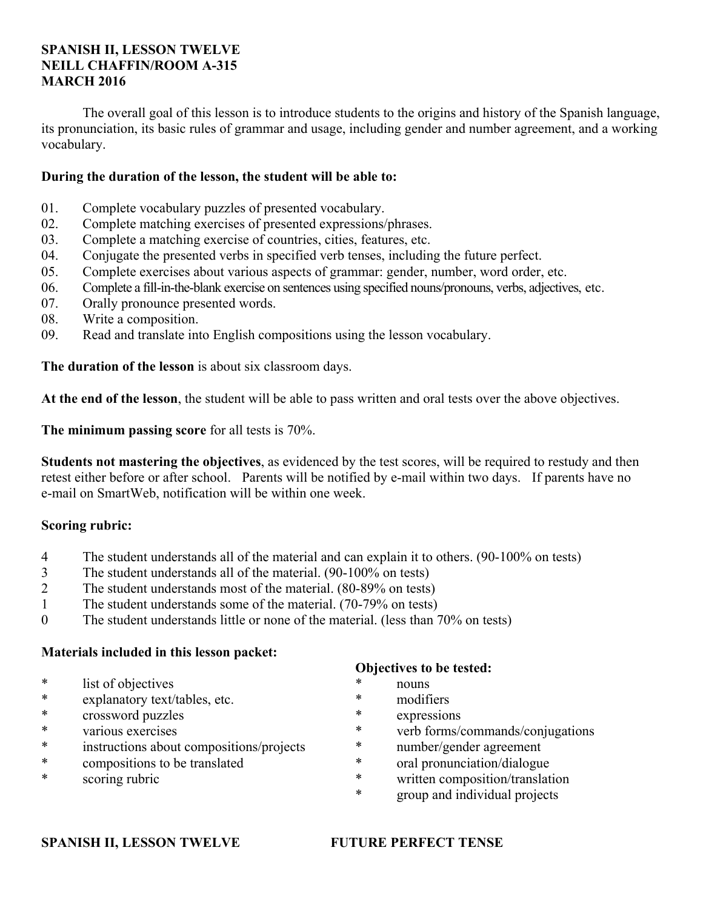**SPANISH II, LESSON TWELVE**
**NEILL CHAFFIN/ROOM A-315**
**MARCH 2016**

The overall goal of this lesson is to introduce students to the origins and history of the Spanish language, its pronunciation, its basic rules of grammar and usage, including gender and number agreement, and a working vocabulary.

**During the duration of the lesson, the student will be able to:**

01. Complete vocabulary puzzles of presented vocabulary.
02. Complete matching exercises of presented expressions/phrases.
03. Complete a matching exercise of countries, cities, features, etc.
04. Conjugate the presented verbs in specified verb tenses, including the future perfect.
05. Complete exercises about various aspects of grammar: gender, number, word order, etc.
06. Complete a fill-in-the-blank exercise on sentences using specified nouns/pronouns, verbs, adjectives, etc.
07. Orally pronounce presented words.
08. Write a composition.
09. Read and translate into English compositions using the lesson vocabulary.

**The duration of the lesson** is about six classroom days.

**At the end of the lesson**, the student will be able to pass written and oral tests over the above objectives.

**The minimum passing score** for all tests is 70%.

**Students not mastering the objectives**, as evidenced by the test scores, will be required to restudy and then retest either before or after school. Parents will be notified by e-mail within two days. If parents have no e-mail on SmartWeb, notification will be within one week.

**Scoring rubric:**

4 The student understands all of the material and can explain it to others. (90-100% on tests)
3 The student understands all of the material. (90-100% on tests)
2 The student understands most of the material. (80-89% on tests)
1 The student understands some of the material. (70-79% on tests)
0 The student understands little or none of the material. (less than 70% on tests)

**Materials included in this lesson packet:**

* list of objectives
* explanatory text/tables, etc.
* crossword puzzles
* various exercises
* instructions about compositions/projects
* compositions to be translated
* scoring rubric

**Objectives to be tested:**

* nouns
* modifiers
* expressions
* verb forms/commands/conjugations
* number/gender agreement
* oral pronunciation/dialogue
* written composition/translation
* group and individual projects

**SPANISH II, LESSON TWELVE** **FUTURE PERFECT TENSE**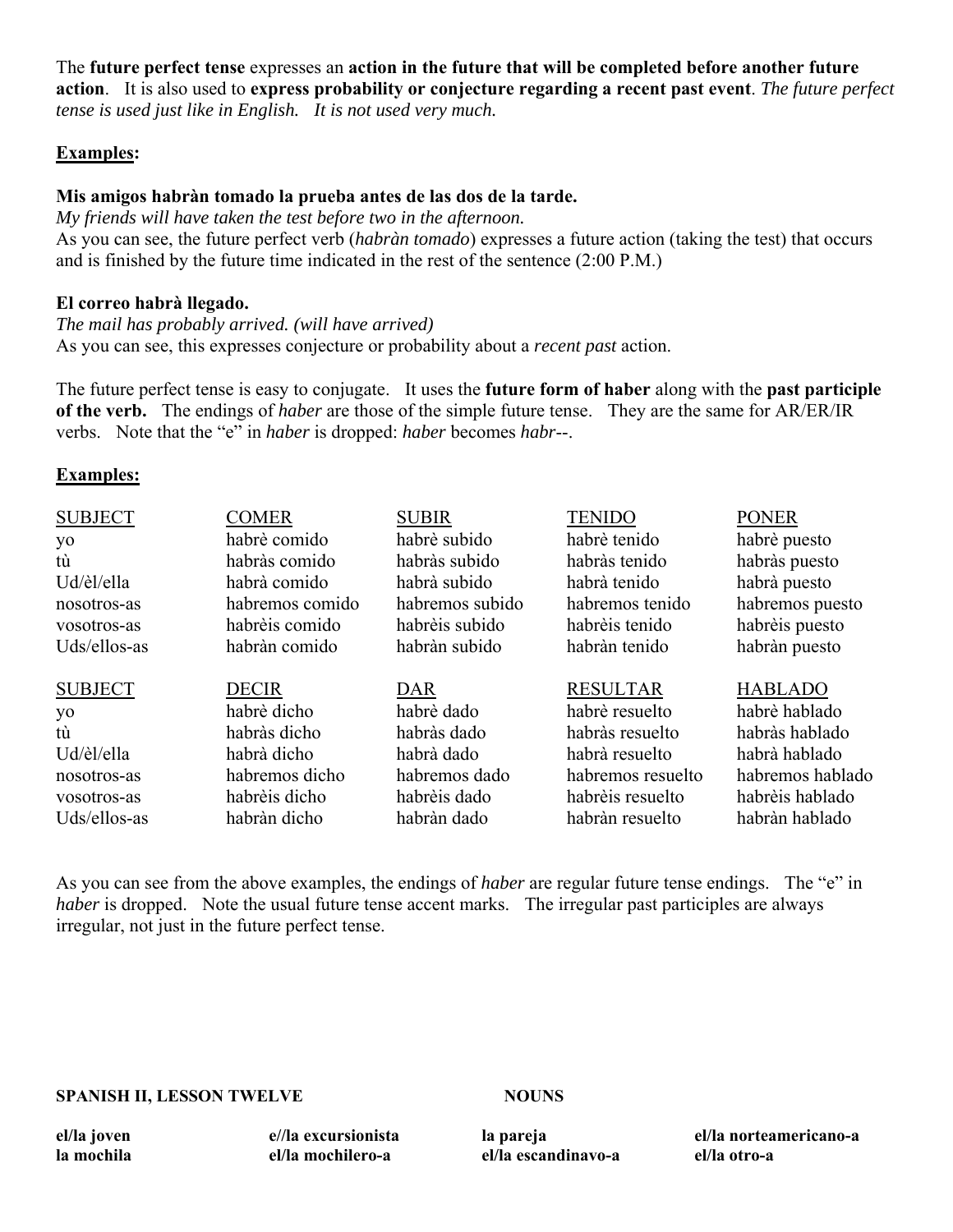The **future perfect tense** expresses an **action in the future that will be completed before another future action**. It is also used to **express probability or conjecture regarding a recent past event**. *The future perfect tense is used just like in English. It is not used very much.*

**Examples:**

**Mis amigos habràn tomado la prueba antes de las dos de la tarde.**
*My friends will have taken the test before two in the afternoon.*
As you can see, the future perfect verb (*habràn tomado*) expresses a future action (taking the test) that occurs and is finished by the future time indicated in the rest of the sentence (2:00 P.M.)

**El correo habrà llegado.**
*The mail has probably arrived. (will have arrived)*
As you can see, this expresses conjecture or probability about a *recent past* action.

The future perfect tense is easy to conjugate. It uses the **future form of haber** along with the **past participle of the verb.** The endings of *haber* are those of the simple future tense. They are the same for AR/ER/IR verbs. Note that the "e" in *haber* is dropped: *haber* becomes *habr--*.

**Examples:**

| SUBJECT | COMER | SUBIR | TENIDO | PONER |
|---|---|---|---|---|
| yo | habrè comido | habrè subido | habrè tenido | habrè puesto |
| tù | habràs comido | habràs subido | habràs tenido | habràs puesto |
| Ud/èl/ella | habrà comido | habrà subido | habrà tenido | habrà puesto |
| nosotros-as | habremos comido | habremos subido | habremos tenido | habremos puesto |
| vosotros-as | habrèis comido | habrèis subido | habrèis tenido | habrèis puesto |
| Uds/ellos-as | habràn comido | habràn subido | habràn tenido | habràn puesto |

| SUBJECT | DECIR | DAR | RESULTAR | HABLADO |
|---|---|---|---|---|
| yo | habrè dicho | habrè dado | habrè resuelto | habrè hablado |
| tù | habràs dicho | habràs dado | habràs resuelto | habràs hablado |
| Ud/èl/ella | habrà dicho | habrà dado | habrà resuelto | habrà hablado |
| nosotros-as | habremos dicho | habremos dado | habremos resuelto | habremos hablado |
| vosotros-as | habrèis dicho | habrèis dado | habrèis resuelto | habrèis hablado |
| Uds/ellos-as | habràn dicho | habràn dado | habràn resuelto | habràn hablado |

As you can see from the above examples, the endings of *haber* are regular future tense endings. The "e" in *haber* is dropped. Note the usual future tense accent marks. The irregular past participles are always irregular, not just in the future perfect tense.

**SPANISH II, LESSON TWELVE** **NOUNS**

| | | | |
|---|---|---|---|
| **el/la joven** | **e//la excursionista** | **la pareja** | **el/la norteamericano-a** |
| **la mochila** | **el/la mochilero-a** | **el/la escandinavo-a** | **el/la otro-a** |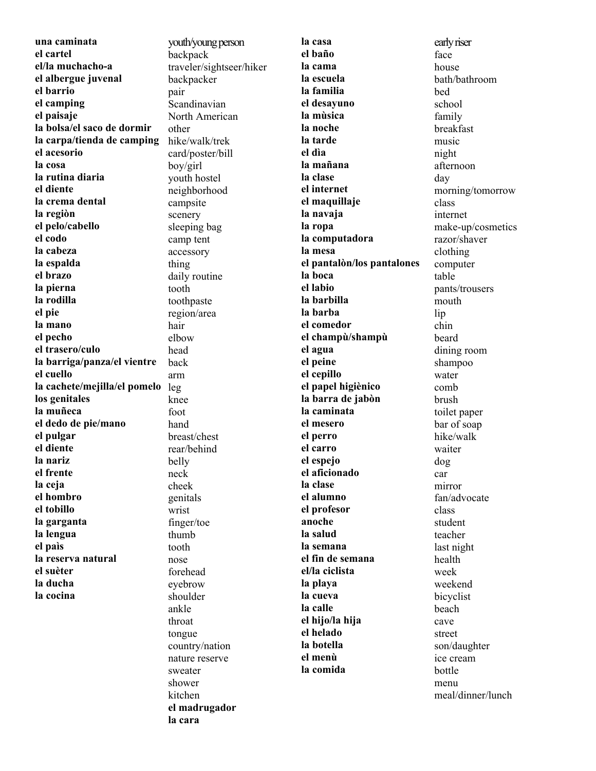**una caminata**
**el cartel**
**el/la muchacho-a**
**el albergue juvenal**
**el barrio**
**el camping**
**el paisaje**
**la bolsa/el saco de dormir**
**la carpa/tienda de camping**
**el acesorio**
**la cosa**
**la rutina diaria**
**el diente**
**la crema dental**
**la regiòn**
**el pelo/cabello**
**el codo**
**la cabeza**
**la espalda**
**el brazo**
**la pierna**
**la rodilla**
**el pie**
**la mano**
**el pecho**
**el trasero/culo**
**la barriga/panza/el vientre**
**el cuello**
**la cachete/mejilla/el pomelo**
**los genitales**
**la muñeca**
**el dedo de pie/mano**
**el pulgar**
**el diente**
**la nariz**
**el frente**
**la ceja**
**el hombro**
**el tobillo**
**la garganta**
**la lengua**
**el paìs**
**la reserva natural**
**el suèter**
**la ducha**
**la cocina**

youth/young person
backpack
traveler/sightseer/hiker
backpacker
pair
Scandinavian
North American
other
hike/walk/trek
card/poster/bill
boy/girl
youth hostel
neighborhood
campsite
scenery
sleeping bag
camp tent
accessory
thing
daily routine
tooth
toothpaste
region/area
hair
elbow
head
back
arm
leg
knee
foot
hand
breast/chest
rear/behind
belly
neck
cheek
genitals
wrist
finger/toe
thumb
tooth
nose
forehead
eyebrow
shoulder
ankle
throat
tongue
country/nation
nature reserve
sweater
shower
kitchen
**el madrugador**
**la cara**

**la casa**
**el baño**
**la cama**
**la escuela**
**la familia**
**el desayuno**
**la mùsica**
**la noche**
**la tarde**
**el dìa**
**la mañana**
**la clase**
**el internet**
**el maquillaje**
**la navaja**
**la ropa**
**la computadora**
**la mesa**
**el pantalòn/los pantalones**
**la boca**
**el labio**
**la barbilla**
**la barba**
**el comedor**
**el champù/shampù**
**el agua**
**el peine**
**el cepillo**
**el papel higiènico**
**la barra de jabòn**
**la caminata**
**el mesero**
**el perro**
**el carro**
**el espejo**
**el aficionado**
**la clase**
**el alumno**
**el profesor**
**anoche**
**la salud**
**la semana**
**el fin de semana**
**el/la ciclista**
**la playa**
**la cueva**
**la calle**
**el hijo/la hija**
**el helado**
**la botella**
**el menù**
**la comida**

early riser
face
house
bath/bathroom
bed
school
family
breakfast
music
night
afternoon
day
morning/tomorrow
class
internet
make-up/cosmetics
razor/shaver
clothing
computer
table
pants/trousers
mouth
lip
chin
beard
dining room
shampoo
water
comb
brush
toilet paper
bar of soap
hike/walk
waiter
dog
car
mirror
fan/advocate
class
student
teacher
last night
health
week
weekend
bicyclist
beach
cave
street
son/daughter
ice cream
bottle
menu
meal/dinner/lunch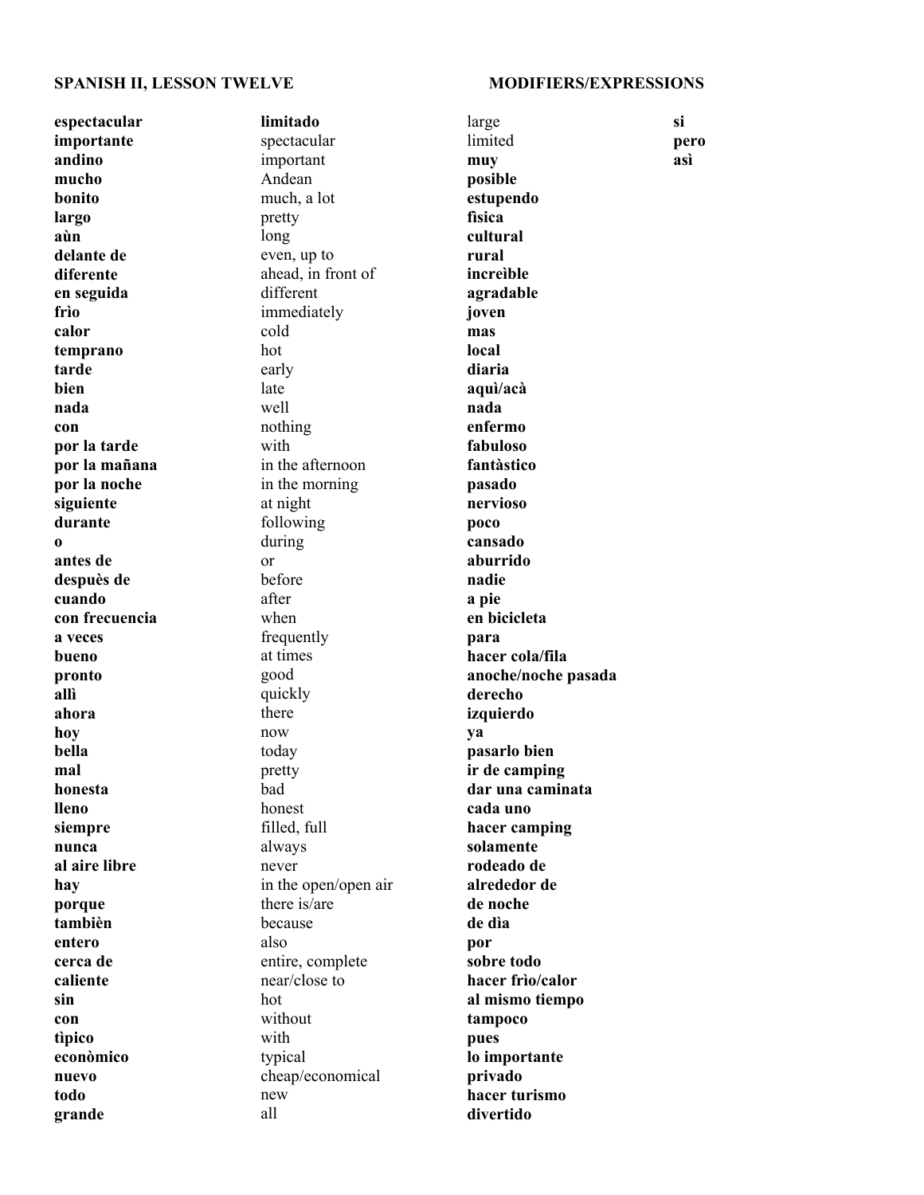**SPANISH II, LESSON TWELVE** **MODIFIERS/EXPRESSIONS**

| | | | |
|---|---|---|---|
| **espectacular** | **limitado** | large | **si** |
| **importante** | spectacular | limited | **pero** |
| **andino** | important | **muy** | **asì** |
| **mucho** | Andean | **posible** | |
| **bonito** | much, a lot | **estupendo** | |
| **largo** | pretty | **fisica** | |
| **aùn** | long | **cultural** | |
| **delante de** | even, up to | **rural** | |
| **diferente** | ahead, in front of | **increìble** | |
| **en seguida** | different | **agradable** | |
| **frìo** | immediately | **joven** | |
| **calor** | cold | **mas** | |
| **temprano** | hot | **local** | |
| **tarde** | early | **diaria** | |
| **bien** | late | **aquì/acà** | |
| **nada** | well | **nada** | |
| **con** | nothing | **enfermo** | |
| **por la tarde** | with | **fabuloso** | |
| **por la mañana** | in the afternoon | **fantàstico** | |
| **por la noche** | in the morning | **pasado** | |
| **siguiente** | at night | **nervioso** | |
| **durante** | following | **poco** | |
| **o** | during | **cansado** | |
| **antes de** | or | **aburrido** | |
| **despuès de** | before | **nadie** | |
| **cuando** | after | **a pie** | |
| **con frecuencia** | when | **en bicicleta** | |
| **a veces** | frequently | **para** | |
| **bueno** | at times | **hacer cola/fila** | |
| **pronto** | good | **anoche/noche pasada** | |
| **allì** | quickly | **derecho** | |
| **ahora** | there | **izquierdo** | |
| **hoy** | now | **ya** | |
| **bella** | today | **pasarlo bien** | |
| **mal** | pretty | **ir de camping** | |
| **honesta** | bad | **dar una caminata** | |
| **lleno** | honest | **cada uno** | |
| **siempre** | filled, full | **hacer camping** | |
| **nunca** | always | **solamente** | |
| **al aire libre** | never | **rodeado de** | |
| **hay** | in the open/open air | **alrededor de** | |
| **porque** | there is/are | **de noche** | |
| **tambièn** | because | **de dìa** | |
| **entero** | also | **por** | |
| **cerca de** | entire, complete | **sobre todo** | |
| **caliente** | near/close to | **hacer frìo/calor** | |
| **sin** | hot | **al mismo tiempo** | |
| **con** | without | **tampoco** | |
| **tìpico** | with | **pues** | |
| **econòmico** | typical | **lo importante** | |
| **nuevo** | cheap/economical | **privado** | |
| **todo** | new | **hacer turismo** | |
| **grande** | all | **divertido** | |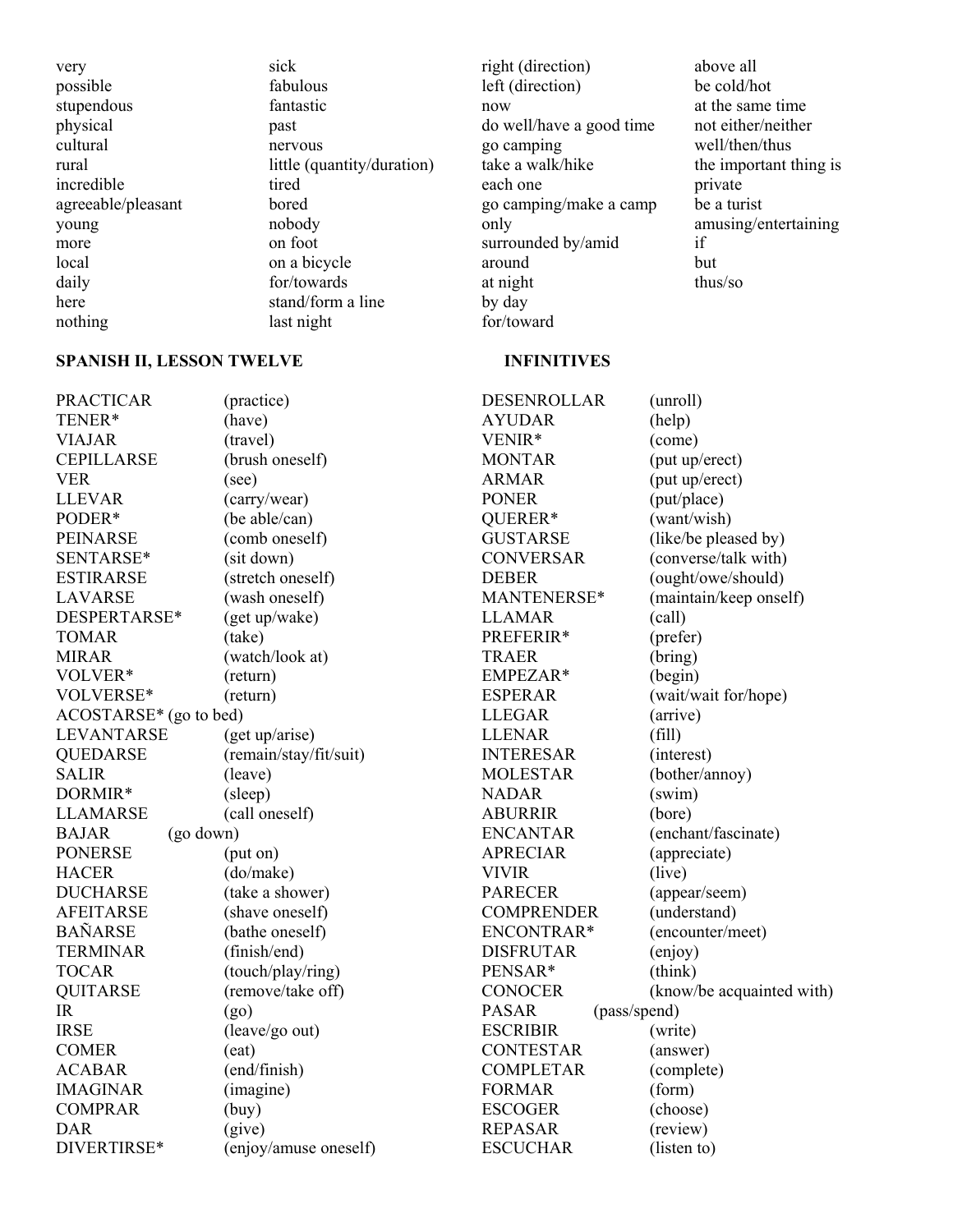very
possible
stupendous
physical
cultural
rural
incredible
agreeable/pleasant
young
more
local
daily
here
nothing

sick
fabulous
fantastic
past
nervous
little (quantity/duration)
tired
bored
nobody
on foot
on a bicycle
for/towards
stand/form a line
last night

right (direction)
left (direction)
now
do well/have a good time
go camping
take a walk/hike
each one
go camping/make a camp
only
surrounded by/amid
around
at night
by day
for/toward

above all
be cold/hot
at the same time
not either/neither
well/then/thus
the important thing is
private
be a turist
amusing/entertaining
if
but
thus/so

**SPANISH II, LESSON TWELVE** **INFINITIVES**

| | |
|---|---|
| PRACTICAR | (practice) |
| TENER* | (have) |
| VIAJAR | (travel) |
| CEPILLARSE | (brush oneself) |
| VER | (see) |
| LLEVAR | (carry/wear) |
| PODER* | (be able/can) |
| PEINARSE | (comb oneself) |
| SENTARSE* | (sit down) |
| ESTIRARSE | (stretch oneself) |
| LAVARSE | (wash oneself) |
| DESPERTARSE* | (get up/wake) |
| TOMAR | (take) |
| MIRAR | (watch/look at) |
| VOLVER* | (return) |
| VOLVERSE* | (return) |
| ACOSTARSE* | (go to bed) |
| LEVANTARSE | (get up/arise) |
| QUEDARSE | (remain/stay/fit/suit) |
| SALIR | (leave) |
| DORMIR* | (sleep) |
| LLAMARSE | (call oneself) |
| BAJAR | (go down) |
| PONERSE | (put on) |
| HACER | (do/make) |
| DUCHARSE | (take a shower) |
| AFEITARSE | (shave oneself) |
| BAÑARSE | (bathe oneself) |
| TERMINAR | (finish/end) |
| TOCAR | (touch/play/ring) |
| QUITARSE | (remove/take off) |
| IR | (go) |
| IRSE | (leave/go out) |
| COMER | (eat) |
| ACABAR | (end/finish) |
| IMAGINAR | (imagine) |
| COMPRAR | (buy) |
| DAR | (give) |
| DIVERTIRSE* | (enjoy/amuse oneself) |
| DESENROLLAR | (unroll) |
| AYUDAR | (help) |
| VENIR* | (come) |
| MONTAR | (put up/erect) |
| ARMAR | (put up/erect) |
| PONER | (put/place) |
| QUERER* | (want/wish) |
| GUSTARSE | (like/be pleased by) |
| CONVERSAR | (converse/talk with) |
| DEBER | (ought/owe/should) |
| MANTENERSE* | (maintain/keep onself) |
| LLAMAR | (call) |
| PREFERIR* | (prefer) |
| TRAER | (bring) |
| EMPEZAR* | (begin) |
| ESPERAR | (wait/wait for/hope) |
| LLEGAR | (arrive) |
| LLENAR | (fill) |
| INTERESAR | (interest) |
| MOLESTAR | (bother/annoy) |
| NADAR | (swim) |
| ABURRIR | (bore) |
| ENCANTAR | (enchant/fascinate) |
| APRECIAR | (appreciate) |
| VIVIR | (live) |
| PARECER | (appear/seem) |
| COMPRENDER | (understand) |
| ENCONTRAR* | (encounter/meet) |
| DISFRUTAR | (enjoy) |
| PENSAR* | (think) |
| CONOCER | (know/be acquainted with) |
| PASAR | (pass/spend) |
| ESCRIBIR | (write) |
| CONTESTAR | (answer) |
| COMPLETAR | (complete) |
| FORMAR | (form) |
| ESCOGER | (choose) |
| REPASAR | (review) |
| ESCUCHAR | (listen to) |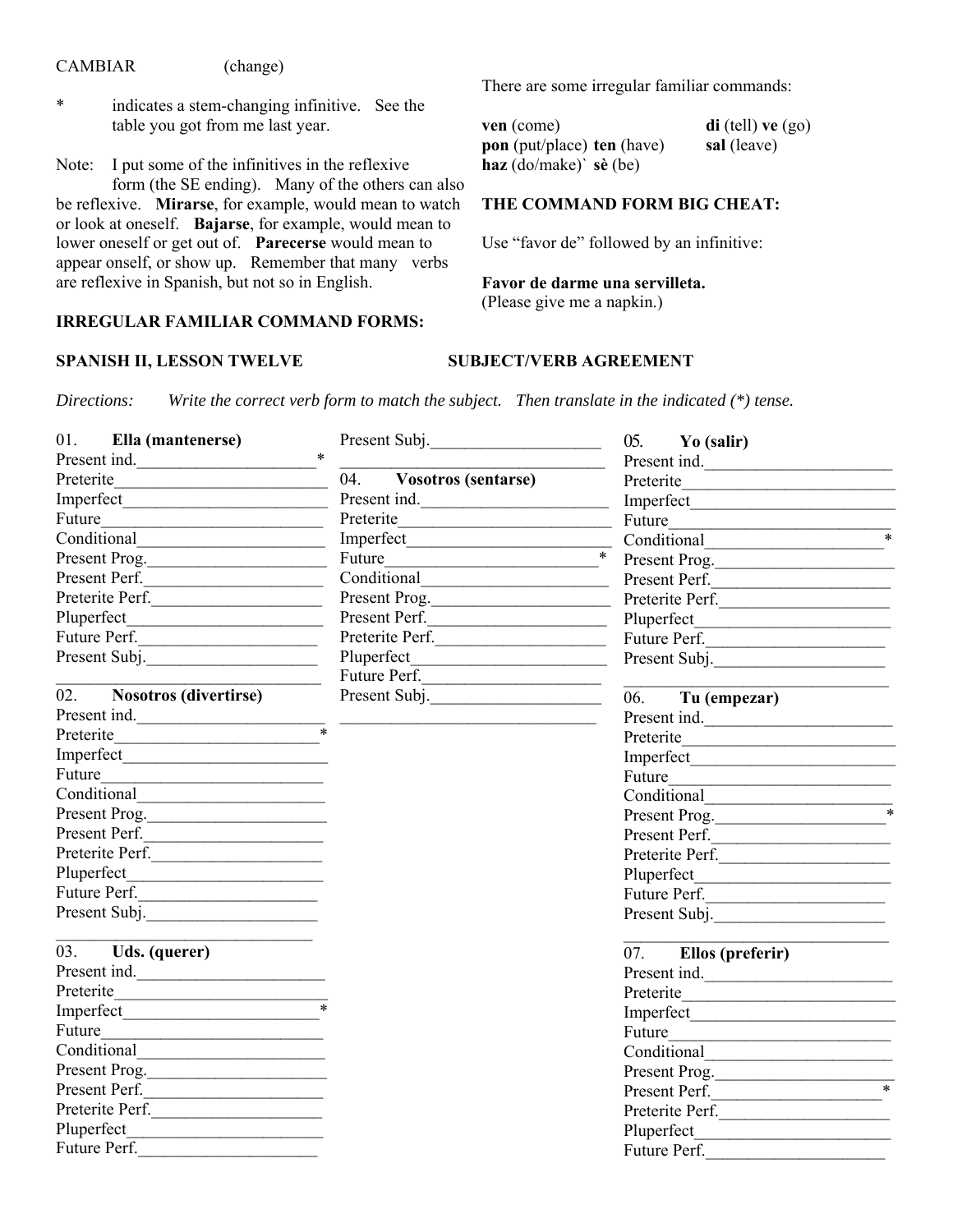CAMBIAR (change)

\* indicates a stem-changing infinitive. See the table you got from me last year.

Note: I put some of the infinitives in the reflexive form (the SE ending). Many of the others can also be reflexive. **Mirarse**, for example, would mean to watch or look at oneself. **Bajarse**, for example, would mean to lower oneself or get out of. **Parecerse** would mean to appear onself, or show up. Remember that many verbs are reflexive in Spanish, but not so in English.

**IRREGULAR FAMILIAR COMMAND FORMS:**

There are some irregular familiar commands:

**ven** (come) **di** (tell) **ve** (go)
**pon** (put/place) **ten** (have) **sal** (leave)
**haz** (do/make)` **sè** (be)

**THE COMMAND FORM BIG CHEAT:**

Use "favor de" followed by an infinitive:

**Favor de darme una servilleta.**
(Please give me a napkin.)

## SPANISH II, LESSON TWELVE SUBJECT/VERB AGREEMENT

*Directions: Write the correct verb form to match the subject. Then translate in the indicated (\*) tense.*

01. **Ella (mantenerse)**
Present ind.____________________\*
Preterite________________________
Imperfect________________________
Future__________________________
Conditional______________________
Present Prog.____________________
Present Perf.____________________
Preterite Perf.___________________
Pluperfect_______________________
Future Perf._____________________
Present Subj.____________________
_______________________________

02. **Nosotros (divertirse)**
Present ind._____________________
Preterite_______________________\*
Imperfect________________________
Future__________________________
Conditional______________________
Present Prog.____________________
Present Perf.____________________
Preterite Perf.___________________
Pluperfect_______________________
Future Perf._____________________
Present Subj.____________________
_______________________________

03. **Uds. (querer)**
Present ind._____________________
Preterite________________________
Imperfect______________________\*
Future__________________________
Conditional______________________
Present Prog.____________________
Present Perf.____________________
Preterite Perf.___________________
Pluperfect_______________________
Future Perf._____________________
Present Subj.____________________
_______________________________

04. **Vosotros (sentarse)**
Present ind._____________________
Preterite________________________
Imperfect________________________
Future_________________________\*
Conditional______________________
Present Prog.____________________
Present Perf.____________________
Preterite Perf.___________________
Pluperfect_______________________
Future Perf._____________________
Present Subj.____________________
_______________________________

05. **Yo (salir)**
Present ind._____________________
Preterite________________________
Imperfect________________________
Future__________________________
Conditional_____________________\*
Present Prog.____________________
Present Perf.____________________
Preterite Perf.___________________
Pluperfect_______________________
Future Perf._____________________
Present Subj.____________________
_______________________________

06. **Tu (empezar)**
Present ind._____________________
Preterite________________________
Imperfect________________________
Future__________________________
Conditional______________________
Present Prog.___________________\*
Present Perf.____________________
Preterite Perf.___________________
Pluperfect_______________________
Future Perf._____________________
Present Subj.____________________
_______________________________

07. **Ellos (preferir)**
Present ind._____________________
Preterite________________________
Imperfect________________________
Future__________________________
Conditional______________________
Present Prog.____________________
Present Perf.___________________\*
Preterite Perf.___________________
Pluperfect_______________________
Future Perf._____________________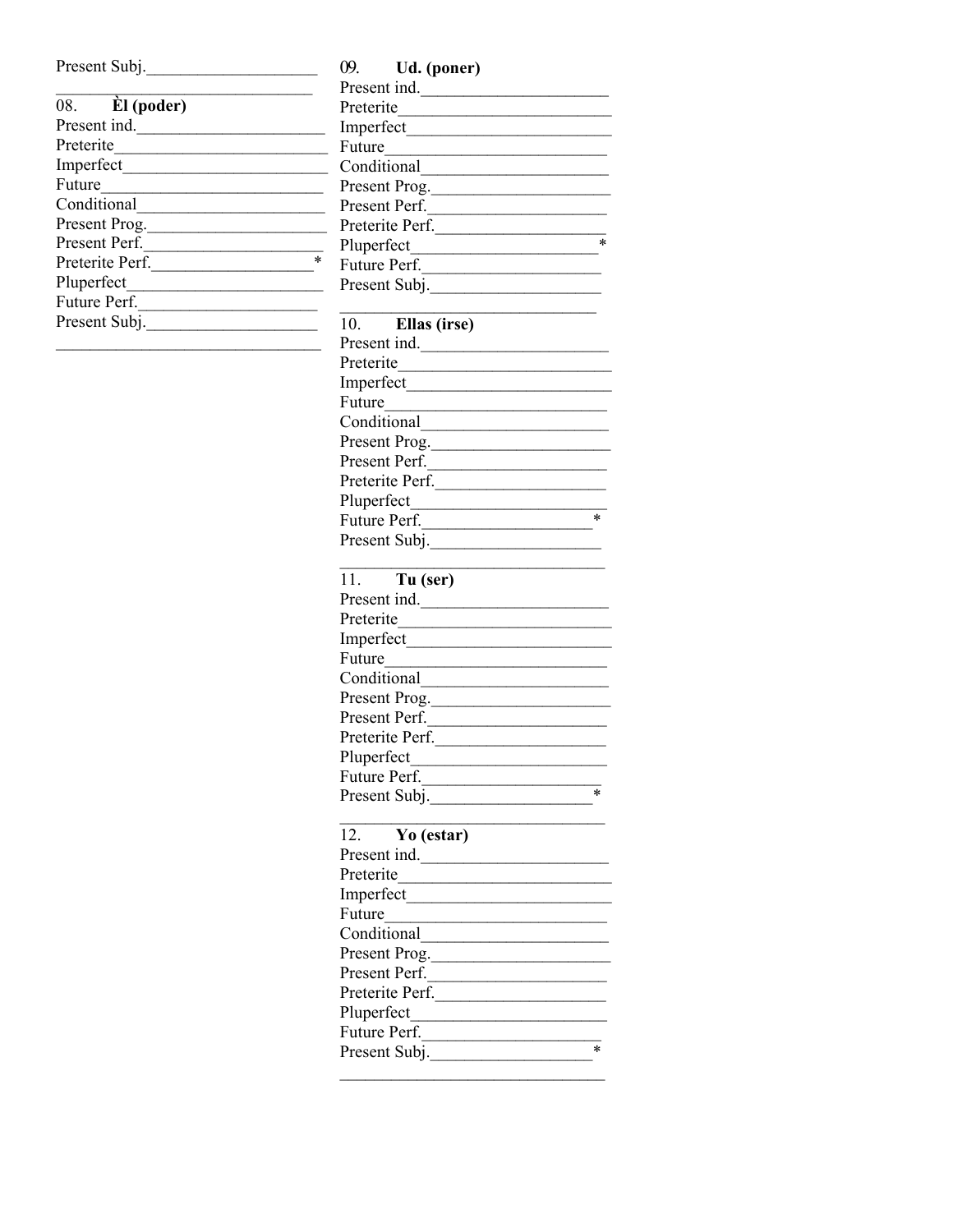Present Subj.____________________

________________________________

08. **Èl (poder)**
Present ind.______________________
Preterite_________________________
Imperfect________________________
Future___________________________
Conditional_______________________
Present Prog.______________________
Present Perf.______________________
Preterite Perf.___________________*
Pluperfect_______________________
Future Perf.______________________
Present Subj.____________________

________________________________

09. **Ud. (poner)**
Present ind.______________________
Preterite_________________________
Imperfect________________________
Future___________________________
Conditional_______________________
Present Prog.______________________
Present Perf.______________________
Preterite Perf.____________________
Pluperfect______________________*
Future Perf.______________________
Present Subj.____________________

________________________________

10. **Ellas (irse)**
Present ind.______________________
Preterite_________________________
Imperfect________________________
Future___________________________
Conditional_______________________
Present Prog.______________________
Present Perf.______________________
Preterite Perf.____________________
Pluperfect_______________________
Future Perf.____________________*
Present Subj.____________________

________________________________

11. **Tu (ser)**
Present ind.______________________
Preterite_________________________
Imperfect________________________
Future___________________________
Conditional_______________________
Present Prog.______________________
Present Perf.______________________
Preterite Perf.____________________
Pluperfect_______________________
Future Perf.______________________
Present Subj.___________________*

________________________________

12. **Yo (estar)**
Present ind.______________________
Preterite_________________________
Imperfect________________________
Future___________________________
Conditional_______________________
Present Prog.______________________
Present Perf.______________________
Preterite Perf.____________________
Pluperfect_______________________
Future Perf.______________________
Present Subj.___________________*

________________________________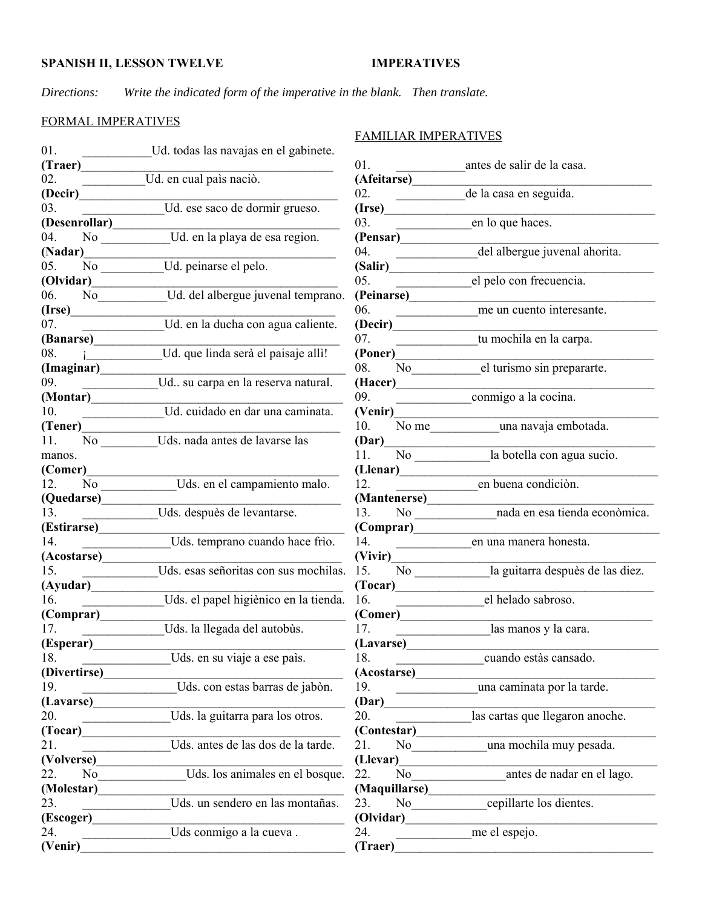**SPANISH II, LESSON TWELVE** **IMPERATIVES**

*Directions: Write the indicated form of the imperative in the blank. Then translate.*

## FORMAL IMPERATIVES

01. ___________Ud. todas las navajas en el gabinete.
**(Traer)**___________________________________________

02. __________Ud. en cual paìs naciò.
**(Decir)**___________________________________________

03. _____________Ud. ese saco de dormir grueso.
**(Desenrollar)**______________________________________

04. No ___________Ud. en la playa de esa region.
**(Nadar)**___________________________________________

05. No __________Ud. peinarse el pelo.
**(Olvidar)**__________________________________________

06. No___________Ud. del albergue juvenal temprano.
**(Irse)**____________________________________________

07. _____________Ud. en la ducha con agua caliente.
**(Banarse)**__________________________________________

08. ¡____________Ud. que linda serà el paisaje allì!
**(Imaginar)**_________________________________________

09. ____________Ud.. su carpa en la reserva natural.
**(Montar)**__________________________________________

10. _____________Ud. cuidado en dar una caminata.
**(Tener)**___________________________________________

11. No _________Uds. nada antes de lavarse las manos.
**(Comer)**___________________________________________

12. No ____________Uds. en el campamiento malo.
**(Quedarse)**_________________________________________

13. ____________Uds. despuès de levantarse.
**(Estirarse)**_________________________________________

14. _______________Uds. temprano cuando hace frìo.
**(Acostarse)**________________________________________

15. ____________Uds. esas señoritas con sus mochilas.
**(Ayudar)**__________________________________________

16. _____________Uds. el papel higiènico en la tienda.
**(Comprar)**_________________________________________

17. _____________Uds. la llegada del autobùs.
**(Esperar)**__________________________________________

18. _______________Uds. en su viaje a ese paìs.
**(Divertirse)**________________________________________

19. _______________Uds. con estas barras de jabòn.
**(Lavarse)**__________________________________________

20. ______________Uds. la guitarra para los otros.
**(Tocar)**___________________________________________

21. _______________Uds. antes de las dos de la tarde.
**(Volverse)**_________________________________________

22. No______________Uds. los animales en el bosque.
**(Molestar)**_________________________________________

23. ______________Uds. un sendero en las montañas.
**(Escoger)**__________________________________________

24. ______________Uds conmigo a la cueva .
**(Venir)**___________________________________________

## FAMILIAR IMPERATIVES

01. ___________antes de salir de la casa.
**(Afeitarse)**_________________________________________

02. ___________de la casa en seguida.
**(Irse)**_____________________________________________

03. ____________en lo que haces.
**(Pensar)**___________________________________________

04. _____________del albergue juvenal ahorita.
**(Salir)**____________________________________________

05. ____________el pelo con frecuencia.
**(Peinarse)**_________________________________________

06. _____________me un cuento interesante.
**(Decir)**____________________________________________

07. _____________tu mochila en la carpa.
**(Poner)**____________________________________________

08. No___________el turismo sin prepararte.
**(Hacer)**____________________________________________

09. ____________conmigo a la cocina.
**(Venir)**____________________________________________

10. No me___________una navaja embotada.
**(Dar)**_____________________________________________

11. No ____________la botella con agua sucio.
**(Llenar)**___________________________________________

12. _____________en buena condiciòn.
**(Mantenerse)**_______________________________________

13. No _____________nada en esa tienda econòmica.
**(Comprar)**_________________________________________

14. ____________en una manera honesta.
**(Vivir)**____________________________________________

15. No ____________la guitarra despuès de las diez.
**(Tocar)**___________________________________________

16. ______________el helado sabroso.
**(Comer)**___________________________________________

17. _______________las manos y la cara.
**(Lavarse)**__________________________________________

18. ______________cuando estàs cansado.
**(Acostarse)**________________________________________

19. _____________una caminata por la tarde.
**(Dar)**_____________________________________________

20. ____________las cartas que llegaron anoche.
**(Contestar)**________________________________________

21. No____________una mochila muy pesada.
**(Llevar)**___________________________________________

22. No_______________antes de nadar en el lago.
**(Maquillarse)**_______________________________________

23. No___________cepillarte los dientes.
**(Olvidar)**__________________________________________

24. ____________me el espejo.
**(Traer)**____________________________________________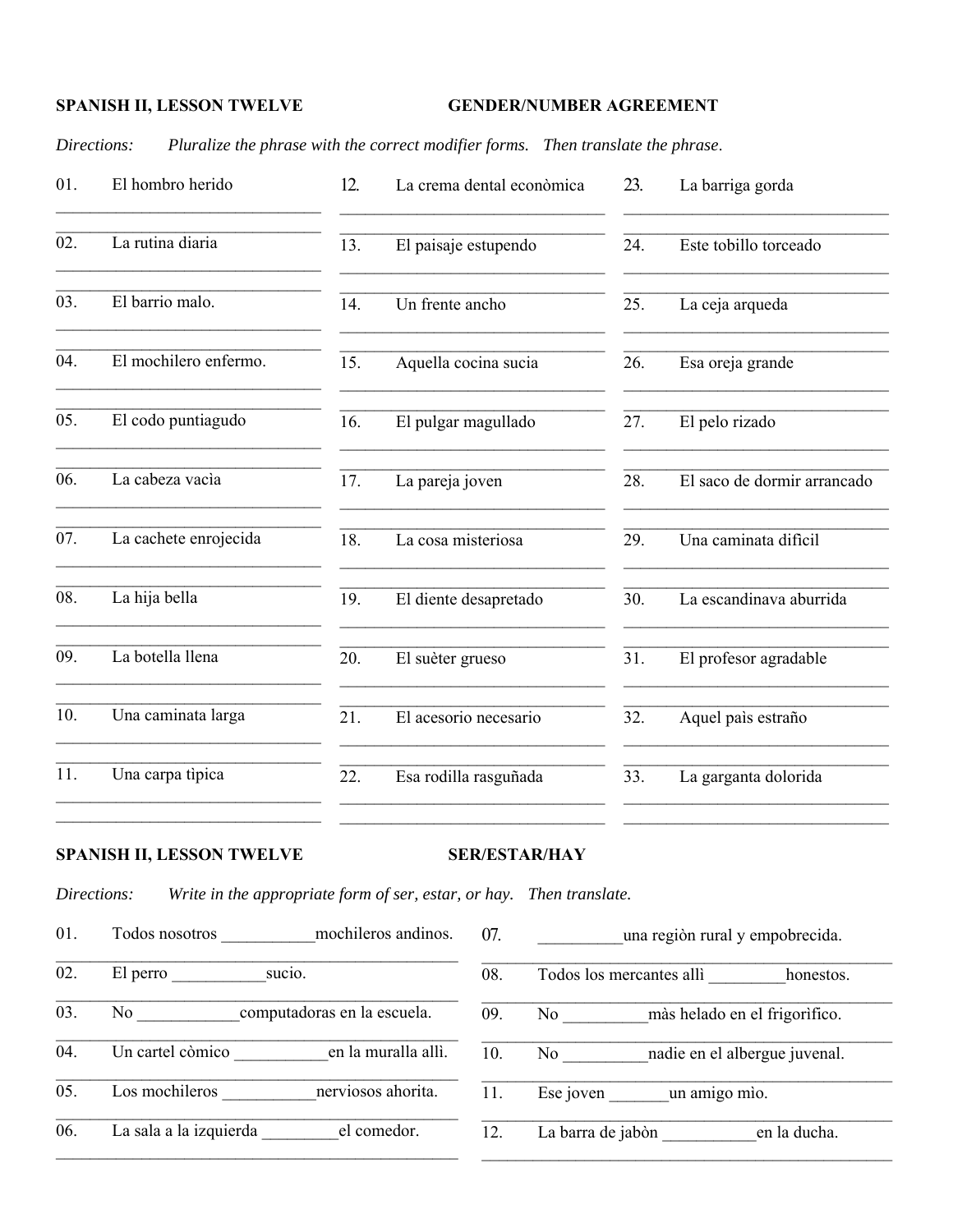**SPANISH II, LESSON TWELVE** **GENDER/NUMBER AGREEMENT**

*Directions: Pluralize the phrase with the correct modifier forms. Then translate the phrase.*

01. El hombro herido
02. La rutina diaria
03. El barrio malo.
04. El mochilero enfermo.
05. El codo puntiagudo
06. La cabeza vacìa
07. La cachete enrojecida
08. La hija bella
09. La botella llena
10. Una caminata larga
11. Una carpa tìpica
12. La crema dental econòmica
13. El paisaje estupendo
14. Un frente ancho
15. Aquella cocina sucia
16. El pulgar magullado
17. La pareja joven
18. La cosa misteriosa
19. El diente desapretado
20. El suèter grueso
21. El acesorio necesario
22. Esa rodilla rasguñada
23. La barriga gorda
24. Este tobillo torceado
25. La ceja arqueda
26. Esa oreja grande
27. El pelo rizado
28. El saco de dormir arrancado
29. Una caminata dificil
30. La escandinava aburrida
31. El profesor agradable
32. Aquel paìs estraño
33. La garganta dolorida

**SPANISH II, LESSON TWELVE** **SER/ESTAR/HAY**

*Directions: Write in the appropriate form of ser, estar, or hay. Then translate.*

01. Todos nosotros ___________mochileros andinos.
02. El perro ___________sucio.
03. No ____________computadoras en la escuela.
04. Un cartel còmico ___________en la muralla allì.
05. Los mochileros ___________nerviosos ahorita.
06. La sala a la izquierda _________el comedor.
07. __________una regiòn rural y empobrecida.
08. Todos los mercantes allì _________honestos.
09. No __________màs helado en el frigorìfico.
10. No __________nadie en el albergue juvenal.
11. Ese joven _______un amigo mìo.
12. La barra de jabòn ___________en la ducha.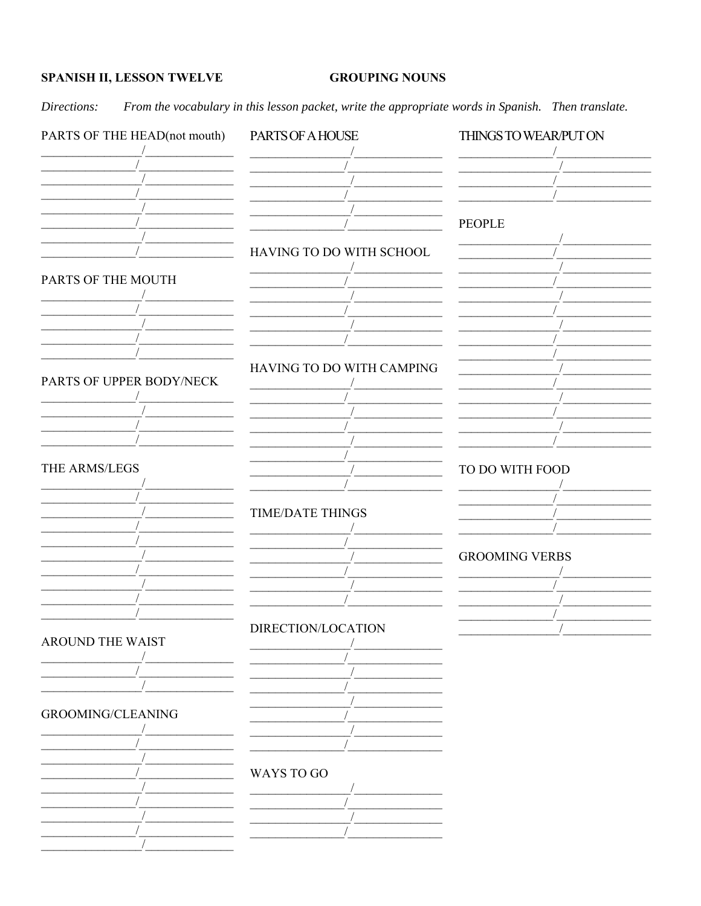**SPANISH II, LESSON TWELVE** **GROUPING NOUNS**

*Directions: From the vocabulary in this lesson packet, write the appropriate words in Spanish. Then translate.*

PARTS OF THE HEAD(not mouth)

_______________/_______________
_______________/_______________
_______________/_______________
_______________/_______________
_______________/_______________
_______________/_______________
_______________/_______________
_______________/_______________

PARTS OF THE MOUTH

_______________/_______________
_______________/_______________
_______________/_______________
_______________/_______________
_______________/_______________

PARTS OF UPPER BODY/NECK

_______________/_______________
_______________/_______________
_______________/_______________
_______________/_______________

THE ARMS/LEGS

_______________/_______________
_______________/_______________
_______________/_______________
_______________/_______________
_______________/_______________
_______________/_______________
_______________/_______________
_______________/_______________
_______________/_______________
_______________/_______________

AROUND THE WAIST

_______________/_______________
_______________/_______________
_______________/_______________

GROOMING/CLEANING

_______________/_______________
_______________/_______________
_______________/_______________
_______________/_______________
_______________/_______________
_______________/_______________
_______________/_______________
_______________/_______________
_______________/_______________

PARTS OF A HOUSE

_______________/_______________
_______________/_______________
_______________/_______________
_______________/_______________
_______________/_______________
_______________/_______________

HAVING TO DO WITH SCHOOL

_______________/_______________
_______________/_______________
_______________/_______________
_______________/_______________
_______________/_______________
_______________/_______________

HAVING TO DO WITH CAMPING

_______________/_______________
_______________/_______________
_______________/_______________
_______________/_______________
_______________/_______________
_______________/_______________
_______________/_______________
_______________/_______________

TIME/DATE THINGS

_______________/_______________
_______________/_______________
_______________/_______________
_______________/_______________
_______________/_______________
_______________/_______________

DIRECTION/LOCATION

_______________/_______________
_______________/_______________
_______________/_______________
_______________/_______________
_______________/_______________
_______________/_______________
_______________/_______________
_______________/_______________

WAYS TO GO

_______________/_______________
_______________/_______________
_______________/_______________
_______________/_______________

THINGS TO WEAR/PUT ON

_______________/_______________
_______________/_______________
_______________/_______________
_______________/_______________

PEOPLE

_______________/_______________
_______________/_______________
_______________/_______________
_______________/_______________
_______________/_______________
_______________/_______________
_______________/_______________
_______________/_______________
_______________/_______________
_______________/_______________
_______________/_______________
_______________/_______________
_______________/_______________
_______________/_______________
_______________/_______________

TO DO WITH FOOD

_______________/_______________
_______________/_______________
_______________/_______________
_______________/_______________

GROOMING VERBS

_______________/_______________
_______________/_______________
_______________/_______________
_______________/_______________
_______________/_______________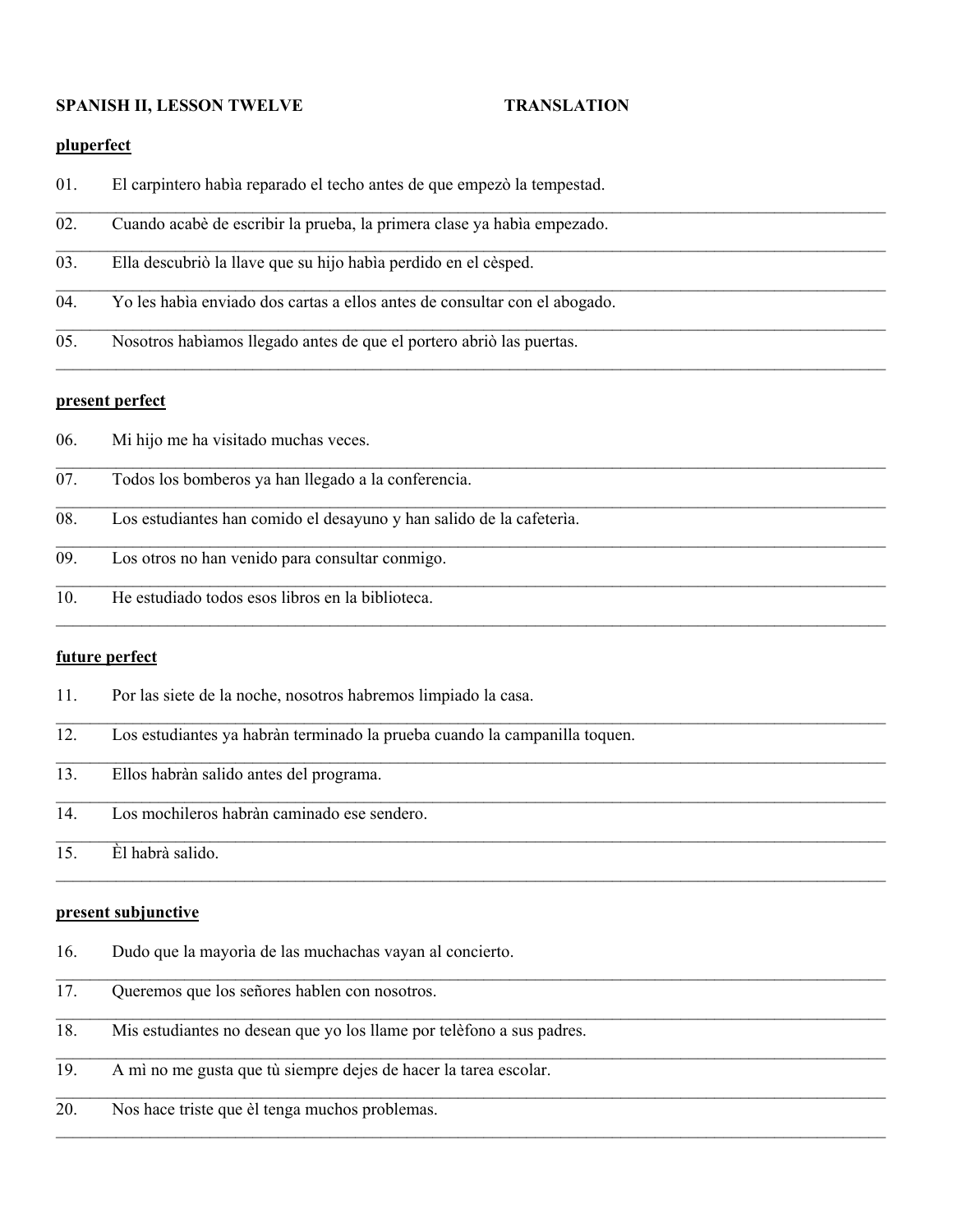**SPANISH II, LESSON TWELVE** **TRANSLATION**

**pluperfect**

01. El carpintero habìa reparado el techo antes de que empezò la tempestad.

02. Cuando acabè de escribir la prueba, la primera clase ya habìa empezado.

03. Ella descubriò la llave que su hijo habìa perdido en el cèsped.

04. Yo les habìa enviado dos cartas a ellos antes de consultar con el abogado.

05. Nosotros habìamos llegado antes de que el portero abriò las puertas.

**present perfect**

06. Mi hijo me ha visitado muchas veces.

07. Todos los bomberos ya han llegado a la conferencia.

08. Los estudiantes han comido el desayuno y han salido de la cafeterìa.

09. Los otros no han venido para consultar conmigo.

10. He estudiado todos esos libros en la biblioteca.

**future perfect**

11. Por las siete de la noche, nosotros habremos limpiado la casa.

12. Los estudiantes ya habràn terminado la prueba cuando la campanilla toquen.

13. Ellos habràn salido antes del programa.

14. Los mochileros habràn caminado ese sendero.

15. Èl habrà salido.

**present subjunctive**

16. Dudo que la mayorìa de las muchachas vayan al concierto.

17. Queremos que los señores hablen con nosotros.

18. Mis estudiantes no desean que yo los llame por telèfono a sus padres.

19. A mì no me gusta que tù siempre dejes de hacer la tarea escolar.

20. Nos hace triste que èl tenga muchos problemas.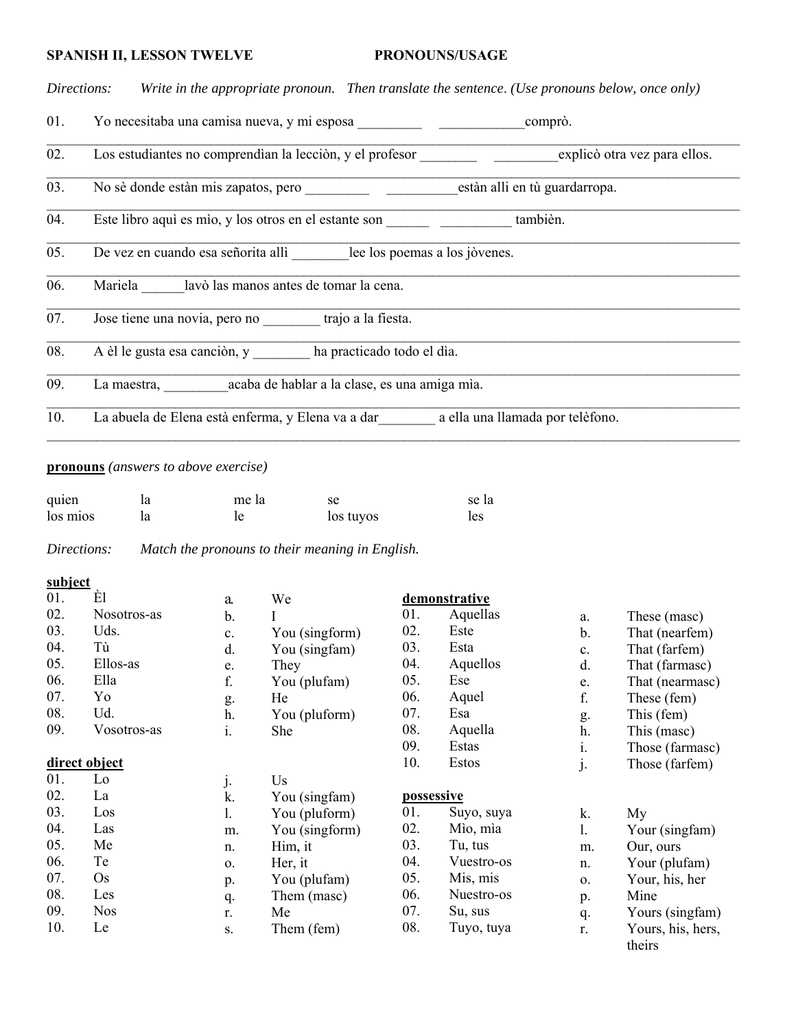**SPANISH II, LESSON TWELVE PRONOUNS/USAGE**

*Directions: Write in the appropriate pronoun. Then translate the sentence. (Use pronouns below, once only)*

01. Yo necesitaba una camisa nueva, y mi esposa _________ ____________comprò.
________________________________________________________________________

02. Los estudiantes no comprendìan la lecciòn, y el profesor ________ _________explicò otra vez para ellos.
________________________________________________________________________

03. No sè donde estàn mis zapatos, pero _________ __________estàn allì en tù guardarropa.
________________________________________________________________________

04. Este libro aquì es mìo, y los otros en el estante son ______ __________ tambièn.
________________________________________________________________________

05. De vez en cuando esa señorita allì ________lee los poemas a los jòvenes.
________________________________________________________________________

06. Mariela ______lavò las manos antes de tomar la cena.
________________________________________________________________________

07. Jose tiene una novia, pero no ________ trajo a la fiesta.
________________________________________________________________________

08. A èl le gusta esa canciòn, y ________ ha practicado todo el dìa.
________________________________________________________________________

09. La maestra, _________acaba de hablar a la clase, es una amiga mìa.
________________________________________________________________________

10. La abuela de Elena està enferma, y Elena va a dar________ a ella una llamada por telèfono.
________________________________________________________________________

**pronouns** *(answers to above exercise)*

| | | | | |
|---|---|---|---|---|
| quien | la | me la | se | se la |
| los mios | la | le | los tuyos | les |

*Directions: Match the pronouns to their meaning in English.*

**subject**

| | | | |
|---|---|---|---|
| 01. | Èl | a. | We |
| 02. | Nosotros-as | b. | I |
| 03. | Uds. | c. | You (singform) |
| 04. | Tù | d. | You (singfam) |
| 05. | Ellos-as | e. | They |
| 06. | Ella | f. | You (plufam) |
| 07. | Yo | g. | He |
| 08. | Ud. | h. | You (pluform) |
| 09. | Vosotros-as | i. | She |

**direct object**

| | | | |
|---|---|---|---|
| 01. | Lo | j. | Us |
| 02. | La | k. | You (singfam) |
| 03. | Los | l. | You (pluform) |
| 04. | Las | m. | You (singform) |
| 05. | Me | n. | Him, it |
| 06. | Te | o. | Her, it |
| 07. | Os | p. | You (plufam) |
| 08. | Les | q. | Them (masc) |
| 09. | Nos | r. | Me |
| 10. | Le | s. | Them (fem) |

**demonstrative**

| | | | |
|---|---|---|---|
| 01. | Aquellas | a. | These (masc) |
| 02. | Este | b. | That (nearfem) |
| 03. | Esta | c. | That (farfem) |
| 04. | Aquellos | d. | That (farmasc) |
| 05. | Ese | e. | That (nearmasc) |
| 06. | Aquel | f. | These (fem) |
| 07. | Esa | g. | This (fem) |
| 08. | Aquella | h. | This (masc) |
| 09. | Estas | i. | Those (farmasc) |
| 10. | Estos | j. | Those (farfem) |

**possessive**

| | | | |
|---|---|---|---|
| 01. | Suyo, suya | k. | My |
| 02. | Mìo, mìa | l. | Your (singfam) |
| 03. | Tu, tus | m. | Our, ours |
| 04. | Vuestro-os | n. | Your (plufam) |
| 05. | Mis, mis | o. | Your, his, her |
| 06. | Nuestro-os | p. | Mine |
| 07. | Su, sus | q. | Yours (singfam) |
| 08. | Tuyo, tuya | r. | Yours, his, hers, theirs |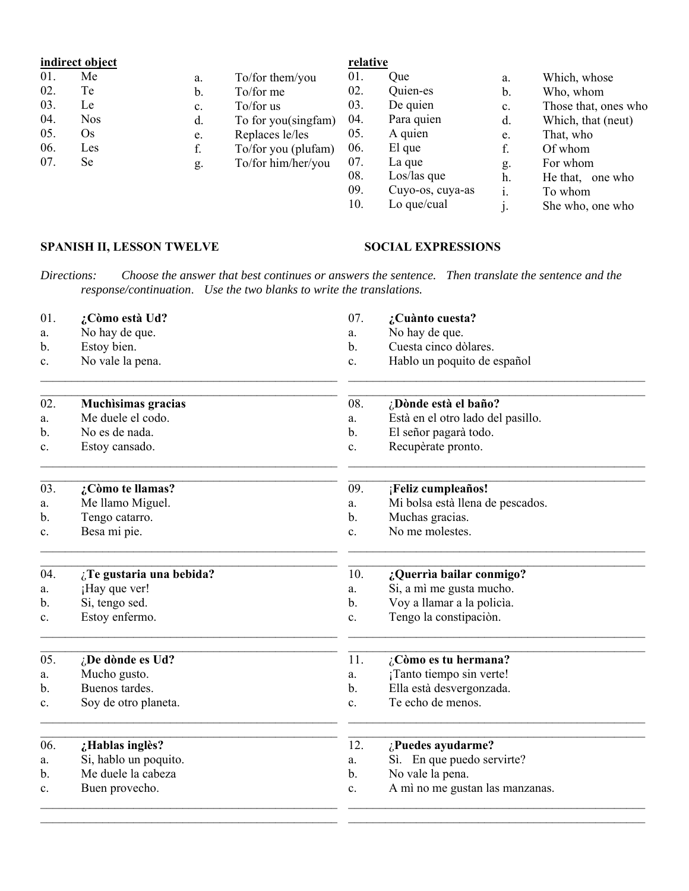**indirect object**

| | | | |
|---|---|---|---|
| 01. | Me | a. | To/for them/you |
| 02. | Te | b. | To/for me |
| 03. | Le | c. | To/for us |
| 04. | Nos | d. | To for you(singfam) |
| 05. | Os | e. | Replaces le/les |
| 06. | Les | f. | To/for you (plufam) |
| 07. | Se | g. | To/for him/her/you |

**relative**

| | | | |
|---|---|---|---|
| 01. | Que | a. | Which, whose |
| 02. | Quien-es | b. | Who, whom |
| 03. | De quien | c. | Those that, ones who |
| 04. | Para quien | d. | Which, that (neut) |
| 05. | A quien | e. | That, who |
| 06. | El que | f. | Of whom |
| 07. | La que | g. | For whom |
| 08. | Los/las que | h. | He that, one who |
| 09. | Cuyo-os, cuya-as | i. | To whom |
| 10. | Lo que/cual | j. | She who, one who |

**SPANISH II, LESSON TWELVE** **SOCIAL EXPRESSIONS**

*Directions: Choose the answer that best continues or answers the sentence. Then translate the sentence and the response/continuation. Use the two blanks to write the translations.*

01. **¿Còmo està Ud?**
a. No hay de que.
b. Estoy bien.
c. No vale la pena.

______________________________________________
______________________________________________

02. **Muchìsimas gracias**
a. Me duele el codo.
b. No es de nada.
c. Estoy cansado.

______________________________________________
______________________________________________

03. **¿Còmo te llamas?**
a. Me llamo Miguel.
b. Tengo catarro.
c. Besa mi pie.

______________________________________________
______________________________________________

04. **¿Te gustaria una bebida?**
a. ¡Hay que ver!
b. Si, tengo sed.
c. Estoy enfermo.

______________________________________________
______________________________________________

05. **¿De dònde es Ud?**
a. Mucho gusto.
b. Buenos tardes.
c. Soy de otro planeta.

______________________________________________
______________________________________________

06. **¿Hablas inglès?**
a. Si, hablo un poquito.
b. Me duele la cabeza
c. Buen provecho.

______________________________________________
______________________________________________

07. **¿Cuànto cuesta?**
a. No hay de que.
b. Cuesta cinco dòlares.
c. Hablo un poquito de español

______________________________________________
______________________________________________

08. **¿Dònde està el baño?**
a. Està en el otro lado del pasillo.
b. El señor pagarà todo.
c. Recupèrate pronto.

______________________________________________
______________________________________________

09. **¡Feliz cumpleaños!**
a. Mi bolsa està llena de pescados.
b. Muchas gracias.
c. No me molestes.

______________________________________________
______________________________________________

10. **¿Querrìa bailar conmigo?**
a. Si, a mì me gusta mucho.
b. Voy a llamar a la policìa.
c. Tengo la constipaciòn.

______________________________________________
______________________________________________

11. **¿Còmo es tu hermana?**
a. ¡Tanto tiempo sin verte!
b. Ella està desvergonzada.
c. Te echo de menos.

______________________________________________
______________________________________________

12. **¿Puedes ayudarme?**
a. Sì. En que puedo servirte?
b. No vale la pena.
c. A mì no me gustan las manzanas.

______________________________________________
______________________________________________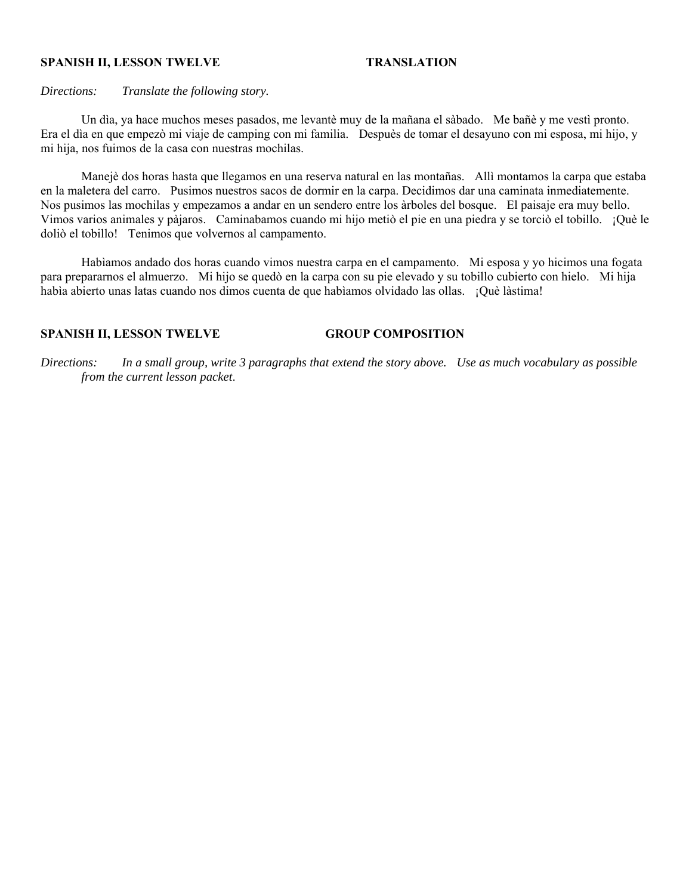**SPANISH II, LESSON TWELVE TRANSLATION**

*Directions: Translate the following story.*

Un dìa, ya hace muchos meses pasados, me levantè muy de la mañana el sàbado. Me bañè y me vestì pronto. Era el dìa en que empezò mi viaje de camping con mi familia. Despuès de tomar el desayuno con mi esposa, mi hijo, y mi hija, nos fuimos de la casa con nuestras mochilas.

Manejè dos horas hasta que llegamos en una reserva natural en las montañas. Allì montamos la carpa que estaba en la maletera del carro. Pusimos nuestros sacos de dormir en la carpa. Decidimos dar una caminata inmediatemente. Nos pusimos las mochilas y empezamos a andar en un sendero entre los àrboles del bosque. El paisaje era muy bello. Vimos varios animales y pàjaros. Caminabamos cuando mi hijo metiò el pie en una piedra y se torciò el tobillo. ¡Què le doliò el tobillo! Tenimos que volvernos al campamento.

Habìamos andado dos horas cuando vimos nuestra carpa en el campamento. Mi esposa y yo hicimos una fogata para prepararnos el almuerzo. Mi hijo se quedò en la carpa con su pie elevado y su tobillo cubierto con hielo. Mi hija habìa abierto unas latas cuando nos dimos cuenta de que habìamos olvidado las ollas. ¡Què làstima!

**SPANISH II, LESSON TWELVE GROUP COMPOSITION**

*Directions: In a small group, write 3 paragraphs that extend the story above. Use as much vocabulary as possible from the current lesson packet.*